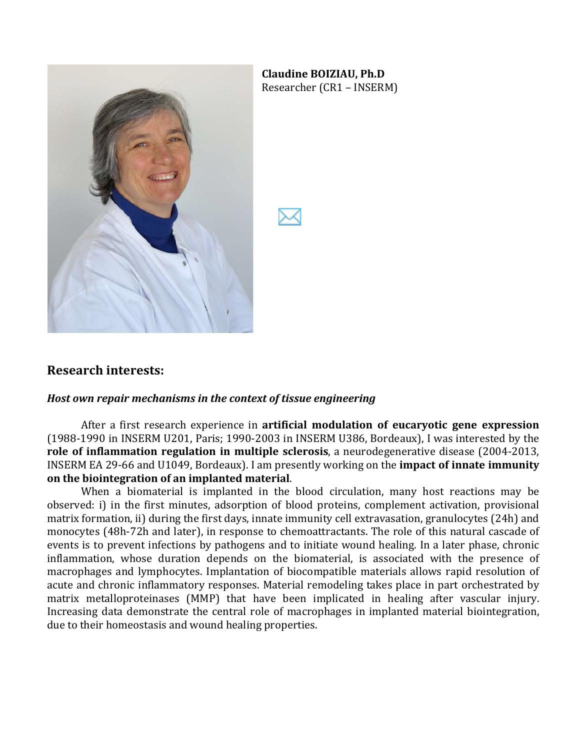**Claudine BOIZIAU, Ph.D**
Researcher (CR1 – INSERM)

## Research interests:

### *Host own repair mechanisms in the context of tissue engineering*

After a first research experience in **artificial modulation of eucaryotic gene expression** (1988-1990 in INSERM U201, Paris; 1990-2003 in INSERM U386, Bordeaux), I was interested by the **role of inflammation regulation in multiple sclerosis**, a neurodegenerative disease (2004-2013, INSERM EA 29-66 and U1049, Bordeaux). I am presently working on the **impact of innate immunity on the biointegration of an implanted material**.

When a biomaterial is implanted in the blood circulation, many host reactions may be observed: i) in the first minutes, adsorption of blood proteins, complement activation, provisional matrix formation, ii) during the first days, innate immunity cell extravasation, granulocytes (24h) and monocytes (48h-72h and later), in response to chemoattractants. The role of this natural cascade of events is to prevent infections by pathogens and to initiate wound healing. In a later phase, chronic inflammation, whose duration depends on the biomaterial, is associated with the presence of macrophages and lymphocytes. Implantation of biocompatible materials allows rapid resolution of acute and chronic inflammatory responses. Material remodeling takes place in part orchestrated by matrix metalloproteinases (MMP) that have been implicated in healing after vascular injury. Increasing data demonstrate the central role of macrophages in implanted material biointegration, due to their homeostasis and wound healing properties.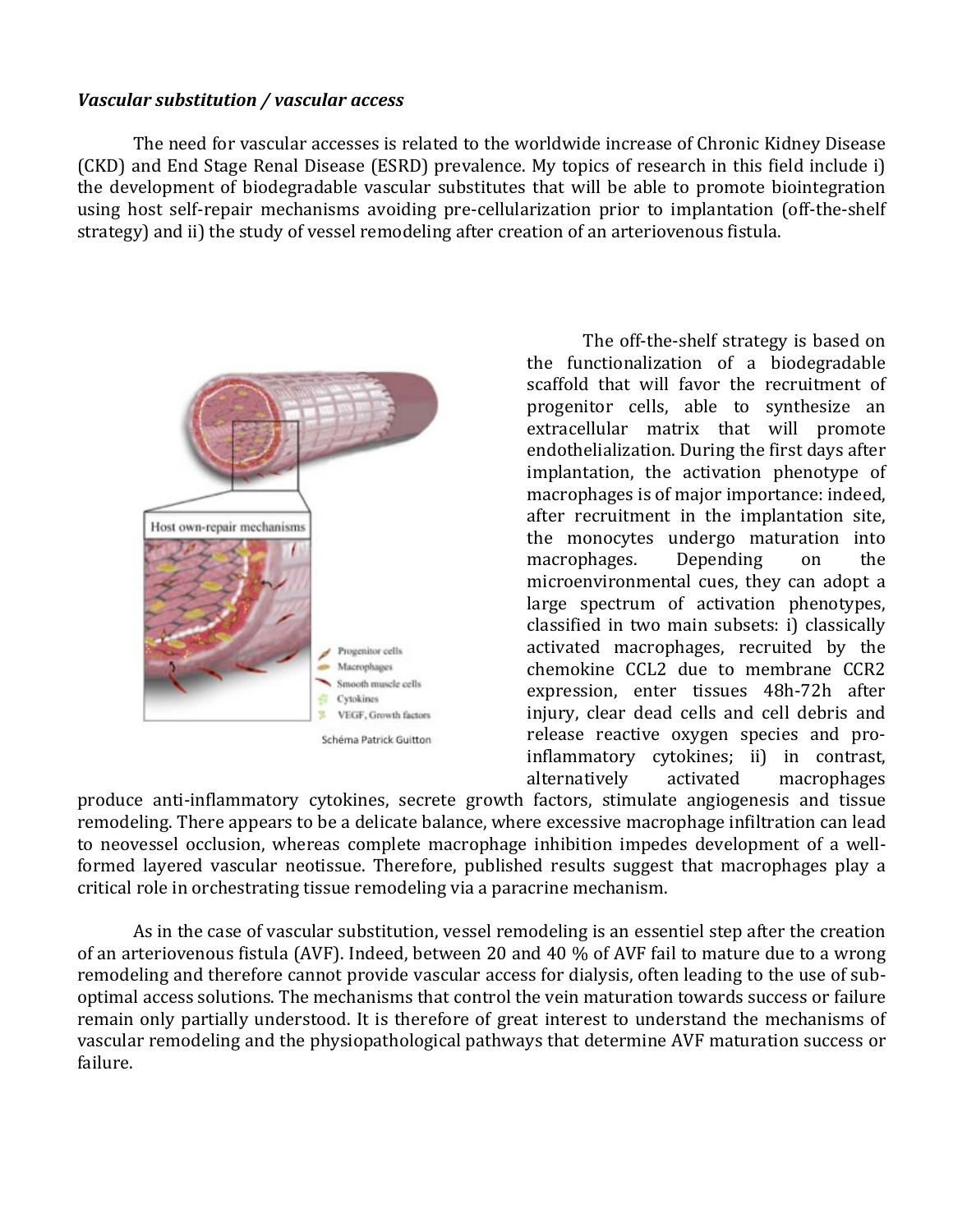***Vascular substitution / vascular access***

The need for vascular accesses is related to the worldwide increase of Chronic Kidney Disease (CKD) and End Stage Renal Disease (ESRD) prevalence. My topics of research in this field include i) the development of biodegradable vascular substitutes that will be able to promote biointegration using host self-repair mechanisms avoiding pre-cellularization prior to implantation (off-the-shelf strategy) and ii) the study of vessel remodeling after creation of an arteriovenous fistula.

The off-the-shelf strategy is based on the functionalization of a biodegradable scaffold that will favor the recruitment of progenitor cells, able to synthesize an extracellular matrix that will promote endothelialization. During the first days after implantation, the activation phenotype of macrophages is of major importance: indeed, after recruitment in the implantation site, the monocytes undergo maturation into macrophages. Depending on the microenvironmental cues, they can adopt a large spectrum of activation phenotypes, classified in two main subsets: i) classically activated macrophages, recruited by the chemokine CCL2 due to membrane CCR2 expression, enter tissues 48h-72h after injury, clear dead cells and cell debris and release reactive oxygen species and pro-inflammatory cytokines; ii) in contrast, alternatively activated macrophages produce anti-inflammatory cytokines, secrete growth factors, stimulate angiogenesis and tissue remodeling. There appears to be a delicate balance, where excessive macrophage infiltration can lead to neovessel occlusion, whereas complete macrophage inhibition impedes development of a well-formed layered vascular neotissue. Therefore, published results suggest that macrophages play a critical role in orchestrating tissue remodeling via a paracrine mechanism.

Host own-repair mechanisms

Progenitor cells
Macrophages
Smooth muscle cells
Cytokines
VEGF, Growth factors

Schéma Patrick Guitton

As in the case of vascular substitution, vessel remodeling is an essentiel step after the creation of an arteriovenous fistula (AVF). Indeed, between 20 and 40 % of AVF fail to mature due to a wrong remodeling and therefore cannot provide vascular access for dialysis, often leading to the use of sub-optimal access solutions. The mechanisms that control the vein maturation towards success or failure remain only partially understood. It is therefore of great interest to understand the mechanisms of vascular remodeling and the physiopathological pathways that determine AVF maturation success or failure.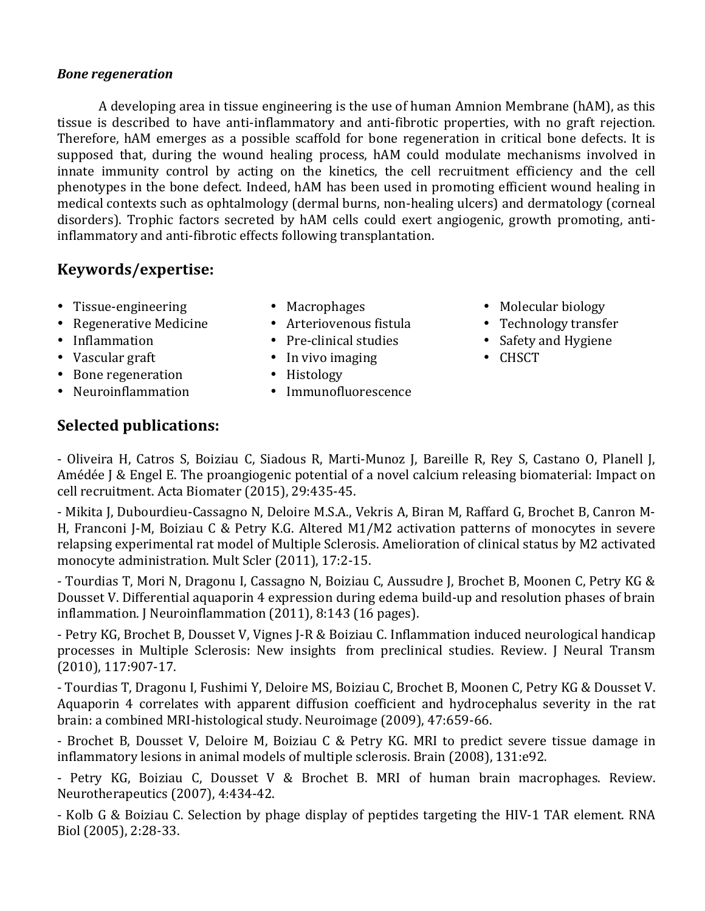***Bone regeneration***

A developing area in tissue engineering is the use of human Amnion Membrane (hAM), as this tissue is described to have anti-inflammatory and anti-fibrotic properties, with no graft rejection. Therefore, hAM emerges as a possible scaffold for bone regeneration in critical bone defects. It is supposed that, during the wound healing process, hAM could modulate mechanisms involved in innate immunity control by acting on the kinetics, the cell recruitment efficiency and the cell phenotypes in the bone defect. Indeed, hAM has been used in promoting efficient wound healing in medical contexts such as ophtalmology (dermal burns, non-healing ulcers) and dermatology (corneal disorders). Trophic factors secreted by hAM cells could exert angiogenic, growth promoting, anti-inflammatory and anti-fibrotic effects following transplantation.

## Keywords/expertise:

- Tissue-engineering
- Regenerative Medicine
- Inflammation
- Vascular graft
- Bone regeneration
- Neuroinflammation
- Macrophages
- Arteriovenous fistula
- Pre-clinical studies
- In vivo imaging
- Histology
- Immunofluorescence
- Molecular biology
- Technology transfer
- Safety and Hygiene
- CHSCT

## Selected publications:

- Oliveira H, Catros S, Boiziau C, Siadous R, Marti-Munoz J, Bareille R, Rey S, Castano O, Planell J, Amédée J & Engel E. The proangiogenic potential of a novel calcium releasing biomaterial: Impact on cell recruitment. Acta Biomater (2015), 29:435-45.

- Mikita J, Dubourdieu-Cassagno N, Deloire M.S.A., Vekris A, Biran M, Raffard G, Brochet B, Canron M-H, Franconi J-M, Boiziau C & Petry K.G. Altered M1/M2 activation patterns of monocytes in severe relapsing experimental rat model of Multiple Sclerosis. Amelioration of clinical status by M2 activated monocyte administration. Mult Scler (2011), 17:2-15.

- Tourdias T, Mori N, Dragonu I, Cassagno N, Boiziau C, Aussudre J, Brochet B, Moonen C, Petry KG & Dousset V. Differential aquaporin 4 expression during edema build-up and resolution phases of brain inflammation. J Neuroinflammation (2011), 8:143 (16 pages).

- Petry KG, Brochet B, Dousset V, Vignes J-R & Boiziau C. Inflammation induced neurological handicap processes in Multiple Sclerosis: New insights from preclinical studies. Review. J Neural Transm (2010), 117:907-17.

- Tourdias T, Dragonu I, Fushimi Y, Deloire MS, Boiziau C, Brochet B, Moonen C, Petry KG & Dousset V. Aquaporin 4 correlates with apparent diffusion coefficient and hydrocephalus severity in the rat brain: a combined MRI-histological study. Neuroimage (2009), 47:659-66.

- Brochet B, Dousset V, Deloire M, Boiziau C & Petry KG. MRI to predict severe tissue damage in inflammatory lesions in animal models of multiple sclerosis. Brain (2008), 131:e92.

- Petry KG, Boiziau C, Dousset V & Brochet B. MRI of human brain macrophages. Review. Neurotherapeutics (2007), 4:434-42.

- Kolb G & Boiziau C. Selection by phage display of peptides targeting the HIV-1 TAR element. RNA Biol (2005), 2:28-33.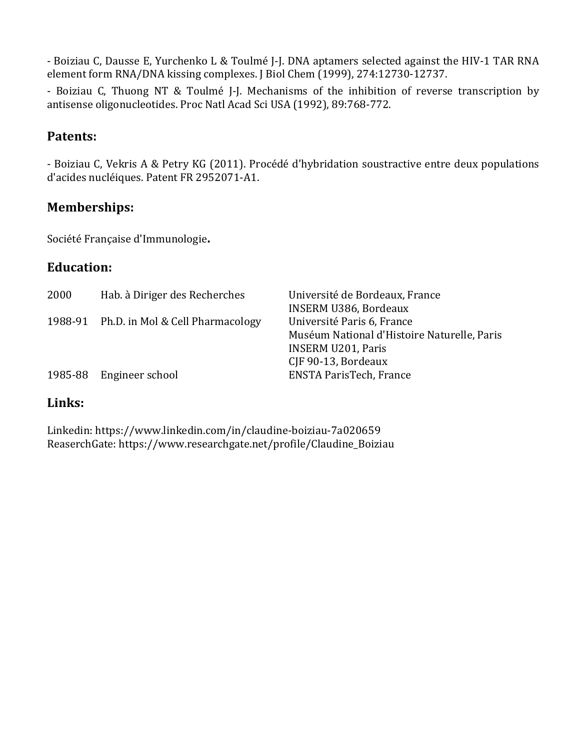- Boiziau C, Dausse E, Yurchenko L & Toulmé J-J. DNA aptamers selected against the HIV-1 TAR RNA element form RNA/DNA kissing complexes. J Biol Chem (1999), 274:12730-12737.

- Boiziau C, Thuong NT & Toulmé J-J. Mechanisms of the inhibition of reverse transcription by antisense oligonucleotides. Proc Natl Acad Sci USA (1992), 89:768-772.

## Patents:

- Boiziau C, Vekris A & Petry KG (2011). Procédé d'hybridation soustractive entre deux populations d'acides nucléiques. Patent FR 2952071-A1.

## Memberships:

Société Française d'Immunologie**.**

## Education:

| | | |
|---|---|---|
| 2000 | Hab. à Diriger des Recherches | Université de Bordeaux, France<br>INSERM U386, Bordeaux |
| 1988-91 | Ph.D. in Mol & Cell Pharmacology | Université Paris 6, France<br>Muséum National d'Histoire Naturelle, Paris<br>INSERM U201, Paris<br>CJF 90-13, Bordeaux |
| 1985-88 | Engineer school | ENSTA ParisTech, France |

## Links:

Linkedin: https://www.linkedin.com/in/claudine-boiziau-7a020659
ReaserchGate: https://www.researchgate.net/profile/Claudine_Boiziau